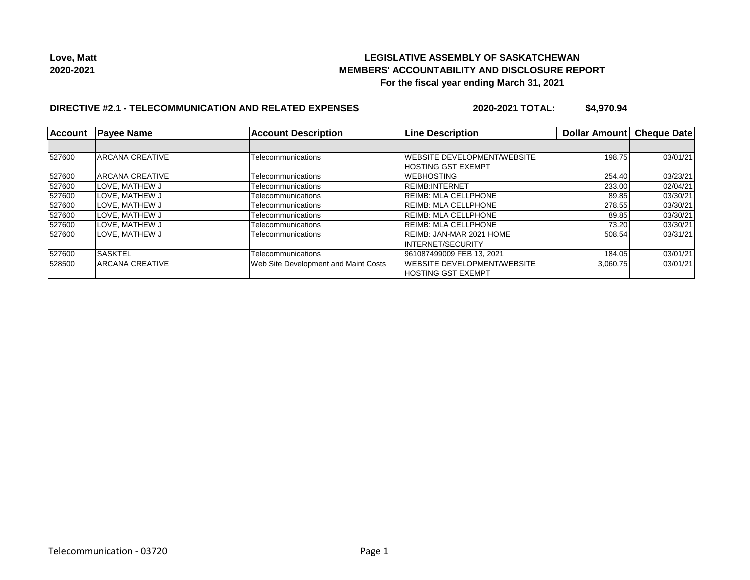**Love, Matt**
**2020-2021**

**LEGISLATIVE ASSEMBLY OF SASKATCHEWAN**
**MEMBERS' ACCOUNTABILITY AND DISCLOSURE REPORT**
**For the fiscal year ending March 31, 2021**

**DIRECTIVE #2.1 - TELECOMMUNICATION AND RELATED EXPENSES** **2020-2021 TOTAL: $4,970.94**

| Account | Payee Name | Account Description | Line Description | Dollar Amount | Cheque Date |
|---|---|---|---|---|---|
| | | | | | |
| 527600 | ARCANA CREATIVE | Telecommunications | WEBSITE DEVELOPMENT/WEBSITE HOSTING GST EXEMPT | 198.75 | 03/01/21 |
| 527600 | ARCANA CREATIVE | Telecommunications | WEBHOSTING | 254.40 | 03/23/21 |
| 527600 | LOVE, MATHEW J | Telecommunications | REIMB:INTERNET | 233.00 | 02/04/21 |
| 527600 | LOVE, MATHEW J | Telecommunications | REIMB: MLA CELLPHONE | 89.85 | 03/30/21 |
| 527600 | LOVE, MATHEW J | Telecommunications | REIMB: MLA CELLPHONE | 278.55 | 03/30/21 |
| 527600 | LOVE, MATHEW J | Telecommunications | REIMB: MLA CELLPHONE | 89.85 | 03/30/21 |
| 527600 | LOVE, MATHEW J | Telecommunications | REIMB: MLA CELLPHONE | 73.20 | 03/30/21 |
| 527600 | LOVE, MATHEW J | Telecommunications | REIMB: JAN-MAR 2021 HOME INTERNET/SECURITY | 508.54 | 03/31/21 |
| 527600 | SASKTEL | Telecommunications | 961087499009 FEB 13, 2021 | 184.05 | 03/01/21 |
| 528500 | ARCANA CREATIVE | Web Site Development and Maint Costs | WEBSITE DEVELOPMENT/WEBSITE HOSTING GST EXEMPT | 3,060.75 | 03/01/21 |

Telecommunication - 03720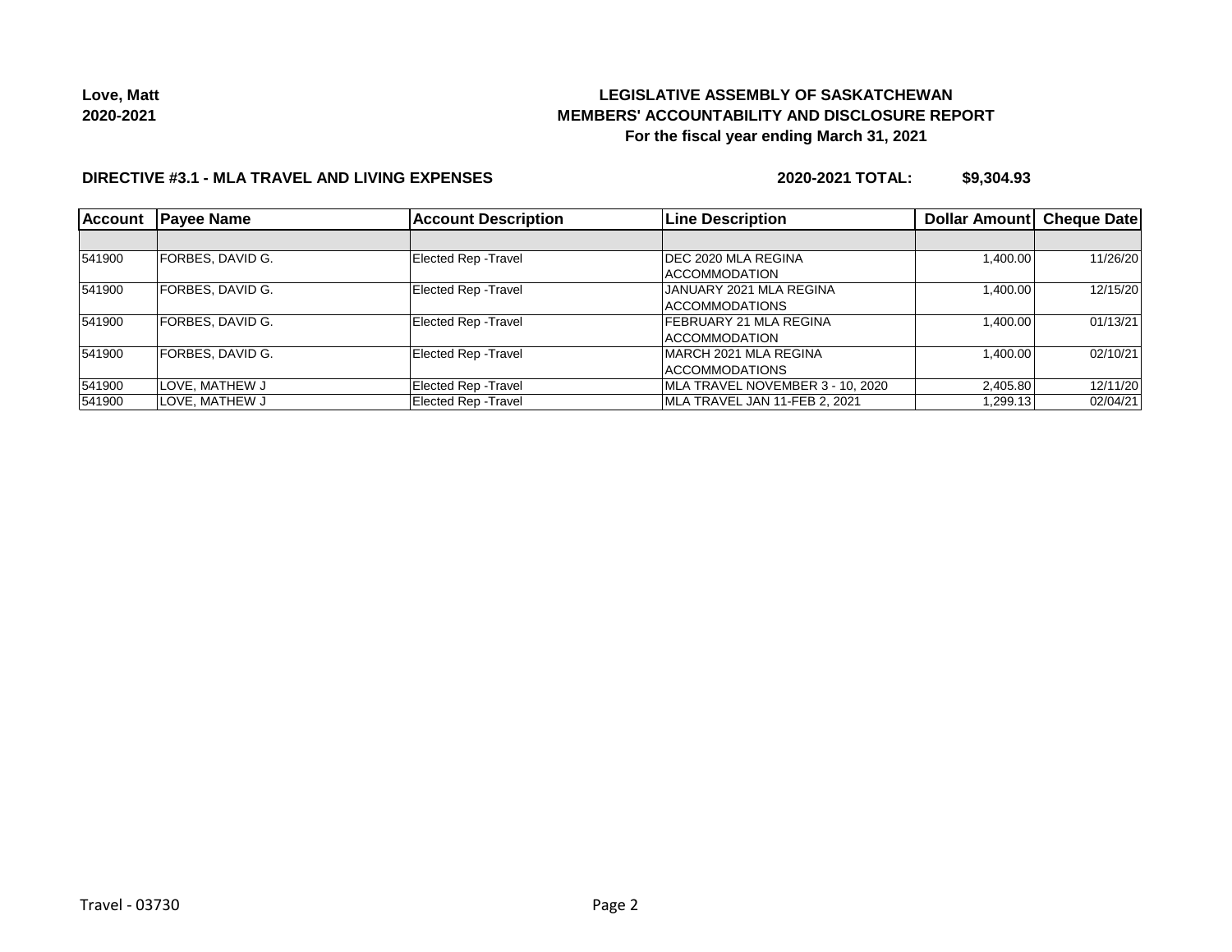**Love, Matt**
**2020-2021**

# LEGISLATIVE ASSEMBLY OF SASKATCHEWAN
## MEMBERS' ACCOUNTABILITY AND DISCLOSURE REPORT
### For the fiscal year ending March 31, 2021

**DIRECTIVE #3.1 - MLA TRAVEL AND LIVING EXPENSES** **2020-2021 TOTAL: $9,304.93**

| Account | Payee Name | Account Description | Line Description | Dollar Amount | Cheque Date |
|---|---|---|---|---|---|
| | | | | | |
| 541900 | FORBES, DAVID G. | Elected Rep -Travel | DEC 2020 MLA REGINA ACCOMMODATION | 1,400.00 | 11/26/20 |
| 541900 | FORBES, DAVID G. | Elected Rep -Travel | JANUARY 2021 MLA REGINA ACCOMMODATIONS | 1,400.00 | 12/15/20 |
| 541900 | FORBES, DAVID G. | Elected Rep -Travel | FEBRUARY 21 MLA REGINA ACCOMMODATION | 1,400.00 | 01/13/21 |
| 541900 | FORBES, DAVID G. | Elected Rep -Travel | MARCH 2021 MLA REGINA ACCOMMODATIONS | 1,400.00 | 02/10/21 |
| 541900 | LOVE, MATHEW J | Elected Rep -Travel | MLA TRAVEL NOVEMBER 3 - 10, 2020 | 2,405.80 | 12/11/20 |
| 541900 | LOVE, MATHEW J | Elected Rep -Travel | MLA TRAVEL JAN 11-FEB 2, 2021 | 1,299.13 | 02/04/21 |

Travel - 03730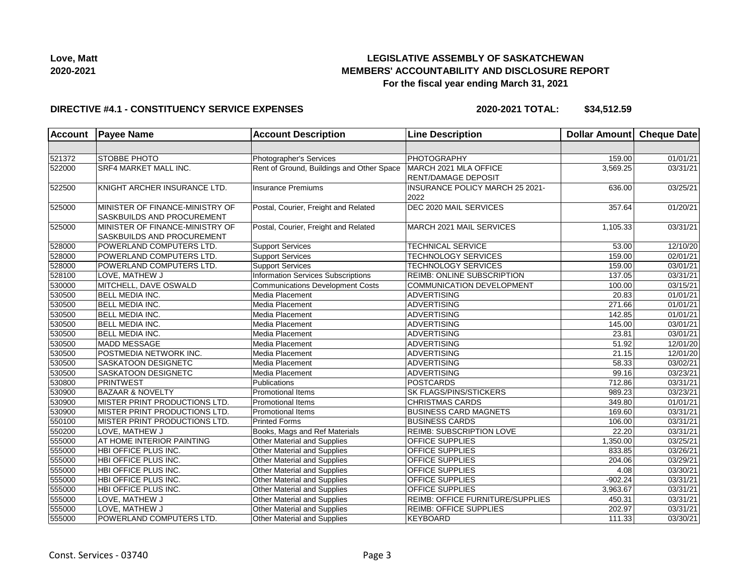Love, Matt
2020-2021

**LEGISLATIVE ASSEMBLY OF SASKATCHEWAN**
**MEMBERS' ACCOUNTABILITY AND DISCLOSURE REPORT**
**For the fiscal year ending March 31, 2021**

**DIRECTIVE #4.1 - CONSTITUENCY SERVICE EXPENSES**

**2020-2021 TOTAL: $34,512.59**

| Account | Payee Name | Account Description | Line Description | Dollar Amount | Cheque Date |
|---|---|---|---|---|---|
| | | | | | |
| 521372 | STOBBE PHOTO | Photographer's Services | PHOTOGRAPHY | 159.00 | 01/01/21 |
| 522000 | SRF4 MARKET MALL INC. | Rent of Ground, Buildings and Other Space | MARCH 2021 MLA OFFICE RENT/DAMAGE DEPOSIT | 3,569.25 | 03/31/21 |
| 522500 | KNIGHT ARCHER INSURANCE LTD. | Insurance Premiums | INSURANCE POLICY MARCH 25 2021-2022 | 636.00 | 03/25/21 |
| 525000 | MINISTER OF FINANCE-MINISTRY OF SASKBUILDS AND PROCUREMENT | Postal, Courier, Freight and Related | DEC 2020 MAIL SERVICES | 357.64 | 01/20/21 |
| 525000 | MINISTER OF FINANCE-MINISTRY OF SASKBUILDS AND PROCUREMENT | Postal, Courier, Freight and Related | MARCH 2021 MAIL SERVICES | 1,105.33 | 03/31/21 |
| 528000 | POWERLAND COMPUTERS LTD. | Support Services | TECHNICAL SERVICE | 53.00 | 12/10/20 |
| 528000 | POWERLAND COMPUTERS LTD. | Support Services | TECHNOLOGY SERVICES | 159.00 | 02/01/21 |
| 528000 | POWERLAND COMPUTERS LTD. | Support Services | TECHNOLOGY SERVICES | 159.00 | 03/01/21 |
| 528100 | LOVE, MATHEW J | Information Services Subscriptions | REIMB: ONLINE SUBSCRIPTION | 137.05 | 03/31/21 |
| 530000 | MITCHELL, DAVE OSWALD | Communications Development Costs | COMMUNICATION DEVELOPMENT | 100.00 | 03/15/21 |
| 530500 | BELL MEDIA INC. | Media Placement | ADVERTISING | 20.83 | 01/01/21 |
| 530500 | BELL MEDIA INC. | Media Placement | ADVERTISING | 271.66 | 01/01/21 |
| 530500 | BELL MEDIA INC. | Media Placement | ADVERTISING | 142.85 | 01/01/21 |
| 530500 | BELL MEDIA INC. | Media Placement | ADVERTISING | 145.00 | 03/01/21 |
| 530500 | BELL MEDIA INC. | Media Placement | ADVERTISING | 23.81 | 03/01/21 |
| 530500 | MADD MESSAGE | Media Placement | ADVERTISING | 51.92 | 12/01/20 |
| 530500 | POSTMEDIA NETWORK INC. | Media Placement | ADVERTISING | 21.15 | 12/01/20 |
| 530500 | SASKATOON DESIGNETC | Media Placement | ADVERTISING | 58.33 | 03/02/21 |
| 530500 | SASKATOON DESIGNETC | Media Placement | ADVERTISING | 99.16 | 03/23/21 |
| 530800 | PRINTWEST | Publications | POSTCARDS | 712.86 | 03/31/21 |
| 530900 | BAZAAR & NOVELTY | Promotional Items | SK FLAGS/PINS/STICKERS | 989.23 | 03/23/21 |
| 530900 | MISTER PRINT PRODUCTIONS LTD. | Promotional Items | CHRISTMAS CARDS | 349.80 | 01/01/21 |
| 530900 | MISTER PRINT PRODUCTIONS LTD. | Promotional Items | BUSINESS CARD MAGNETS | 169.60 | 03/31/21 |
| 550100 | MISTER PRINT PRODUCTIONS LTD. | Printed Forms | BUSINESS CARDS | 106.00 | 03/31/21 |
| 550200 | LOVE, MATHEW J | Books, Mags and Ref Materials | REIMB: SUBSCRIPTION LOVE | 22.20 | 03/31/21 |
| 555000 | AT HOME INTERIOR PAINTING | Other Material and Supplies | OFFICE SUPPLIES | 1,350.00 | 03/25/21 |
| 555000 | HBI OFFICE PLUS INC. | Other Material and Supplies | OFFICE SUPPLIES | 833.85 | 03/26/21 |
| 555000 | HBI OFFICE PLUS INC. | Other Material and Supplies | OFFICE SUPPLIES | 204.06 | 03/29/21 |
| 555000 | HBI OFFICE PLUS INC. | Other Material and Supplies | OFFICE SUPPLIES | 4.08 | 03/30/21 |
| 555000 | HBI OFFICE PLUS INC. | Other Material and Supplies | OFFICE SUPPLIES | -902.24 | 03/31/21 |
| 555000 | HBI OFFICE PLUS INC. | Other Material and Supplies | OFFICE SUPPLIES | 3,963.67 | 03/31/21 |
| 555000 | LOVE, MATHEW J | Other Material and Supplies | REIMB: OFFICE FURNITURE/SUPPLIES | 450.31 | 03/31/21 |
| 555000 | LOVE, MATHEW J | Other Material and Supplies | REIMB: OFFICE SUPPLIES | 202.97 | 03/31/21 |
| 555000 | POWERLAND COMPUTERS LTD. | Other Material and Supplies | KEYBOARD | 111.33 | 03/30/21 |

Const. Services - 03740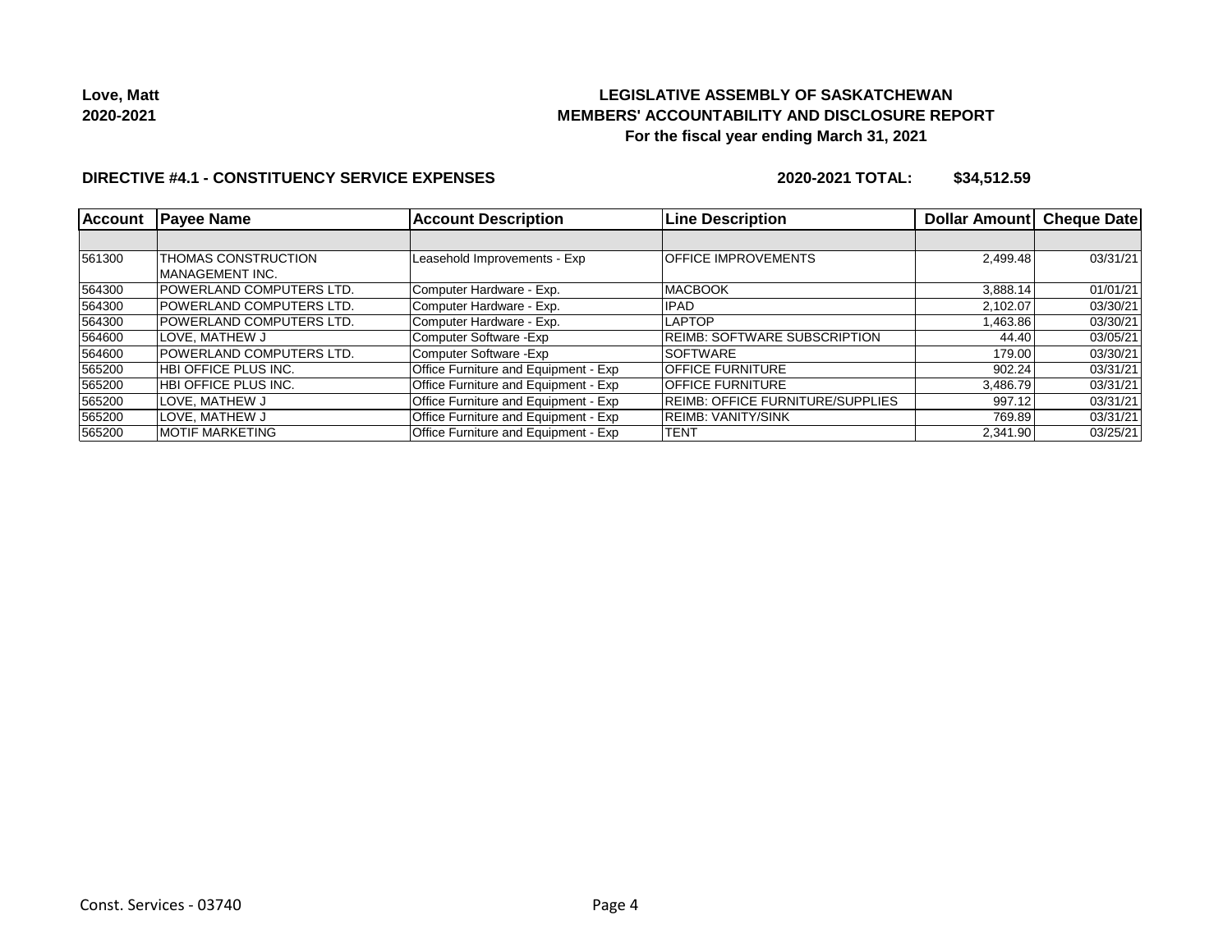Love, Matt
2020-2021

**LEGISLATIVE ASSEMBLY OF SASKATCHEWAN**
**MEMBERS' ACCOUNTABILITY AND DISCLOSURE REPORT**
**For the fiscal year ending March 31, 2021**

**DIRECTIVE #4.1 - CONSTITUENCY SERVICE EXPENSES** **2020-2021 TOTAL: $34,512.59**

| Account | Payee Name | Account Description | Line Description | Dollar Amount | Cheque Date |
|---|---|---|---|---|---|
| | | | | | |
| 561300 | THOMAS CONSTRUCTION MANAGEMENT INC. | Leasehold Improvements - Exp | OFFICE IMPROVEMENTS | 2,499.48 | 03/31/21 |
| 564300 | POWERLAND COMPUTERS LTD. | Computer Hardware - Exp. | MACBOOK | 3,888.14 | 01/01/21 |
| 564300 | POWERLAND COMPUTERS LTD. | Computer Hardware - Exp. | IPAD | 2,102.07 | 03/30/21 |
| 564300 | POWERLAND COMPUTERS LTD. | Computer Hardware - Exp. | LAPTOP | 1,463.86 | 03/30/21 |
| 564600 | LOVE, MATHEW J | Computer Software -Exp | REIMB: SOFTWARE SUBSCRIPTION | 44.40 | 03/05/21 |
| 564600 | POWERLAND COMPUTERS LTD. | Computer Software -Exp | SOFTWARE | 179.00 | 03/30/21 |
| 565200 | HBI OFFICE PLUS INC. | Office Furniture and Equipment - Exp | OFFICE FURNITURE | 902.24 | 03/31/21 |
| 565200 | HBI OFFICE PLUS INC. | Office Furniture and Equipment - Exp | OFFICE FURNITURE | 3,486.79 | 03/31/21 |
| 565200 | LOVE, MATHEW J | Office Furniture and Equipment - Exp | REIMB: OFFICE FURNITURE/SUPPLIES | 997.12 | 03/31/21 |
| 565200 | LOVE, MATHEW J | Office Furniture and Equipment - Exp | REIMB: VANITY/SINK | 769.89 | 03/31/21 |
| 565200 | MOTIF MARKETING | Office Furniture and Equipment - Exp | TENT | 2,341.90 | 03/25/21 |

Const. Services - 03740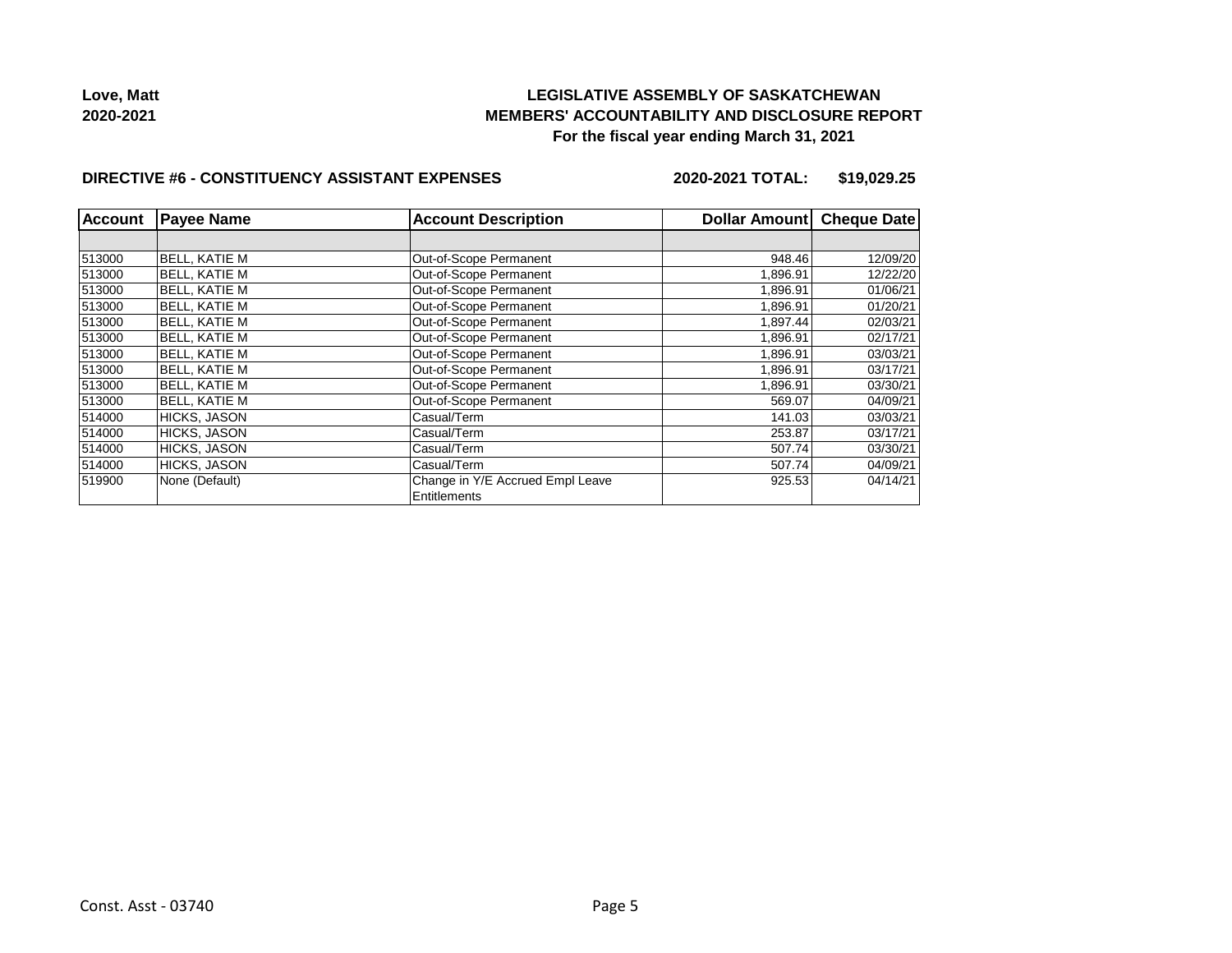**Love, Matt**
**2020-2021**

# LEGISLATIVE ASSEMBLY OF SASKATCHEWAN
## MEMBERS' ACCOUNTABILITY AND DISCLOSURE REPORT
### For the fiscal year ending March 31, 2021

**DIRECTIVE #6 - CONSTITUENCY ASSISTANT EXPENSES** **2020-2021 TOTAL: $19,029.25**

| Account | Payee Name | Account Description | Dollar Amount | Cheque Date |
|---|---|---|---|---|
| | | | | |
| 513000 | BELL, KATIE M | Out-of-Scope Permanent | 948.46 | 12/09/20 |
| 513000 | BELL, KATIE M | Out-of-Scope Permanent | 1,896.91 | 12/22/20 |
| 513000 | BELL, KATIE M | Out-of-Scope Permanent | 1,896.91 | 01/06/21 |
| 513000 | BELL, KATIE M | Out-of-Scope Permanent | 1,896.91 | 01/20/21 |
| 513000 | BELL, KATIE M | Out-of-Scope Permanent | 1,897.44 | 02/03/21 |
| 513000 | BELL, KATIE M | Out-of-Scope Permanent | 1,896.91 | 02/17/21 |
| 513000 | BELL, KATIE M | Out-of-Scope Permanent | 1,896.91 | 03/03/21 |
| 513000 | BELL, KATIE M | Out-of-Scope Permanent | 1,896.91 | 03/17/21 |
| 513000 | BELL, KATIE M | Out-of-Scope Permanent | 1,896.91 | 03/30/21 |
| 513000 | BELL, KATIE M | Out-of-Scope Permanent | 569.07 | 04/09/21 |
| 514000 | HICKS, JASON | Casual/Term | 141.03 | 03/03/21 |
| 514000 | HICKS, JASON | Casual/Term | 253.87 | 03/17/21 |
| 514000 | HICKS, JASON | Casual/Term | 507.74 | 03/30/21 |
| 514000 | HICKS, JASON | Casual/Term | 507.74 | 04/09/21 |
| 519900 | None (Default) | Change in Y/E Accrued Empl Leave Entitlements | 925.53 | 04/14/21 |

Const. Asst - 03740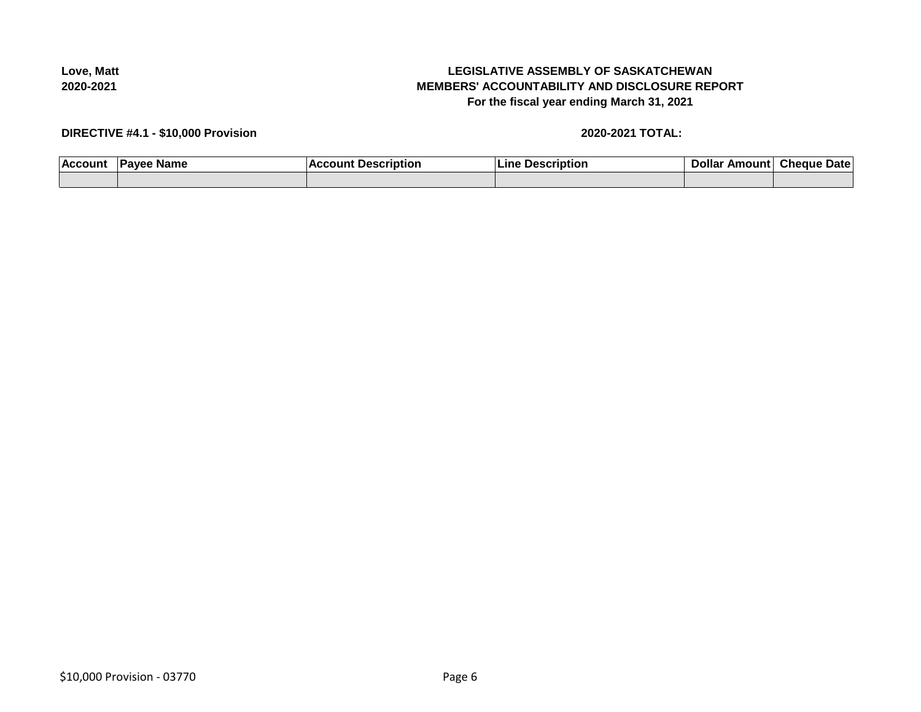**Love, Matt**
**2020-2021**

**LEGISLATIVE ASSEMBLY OF SASKATCHEWAN**
**MEMBERS' ACCOUNTABILITY AND DISCLOSURE REPORT**
**For the fiscal year ending March 31, 2021**

**DIRECTIVE #4.1 - $10,000 Provision**

**2020-2021 TOTAL:**

| Account | Payee Name | Account Description | Line Description | Dollar Amount | Cheque Date |
|---|---|---|---|---|---|
| | | | | | |

$10,000 Provision - 03770